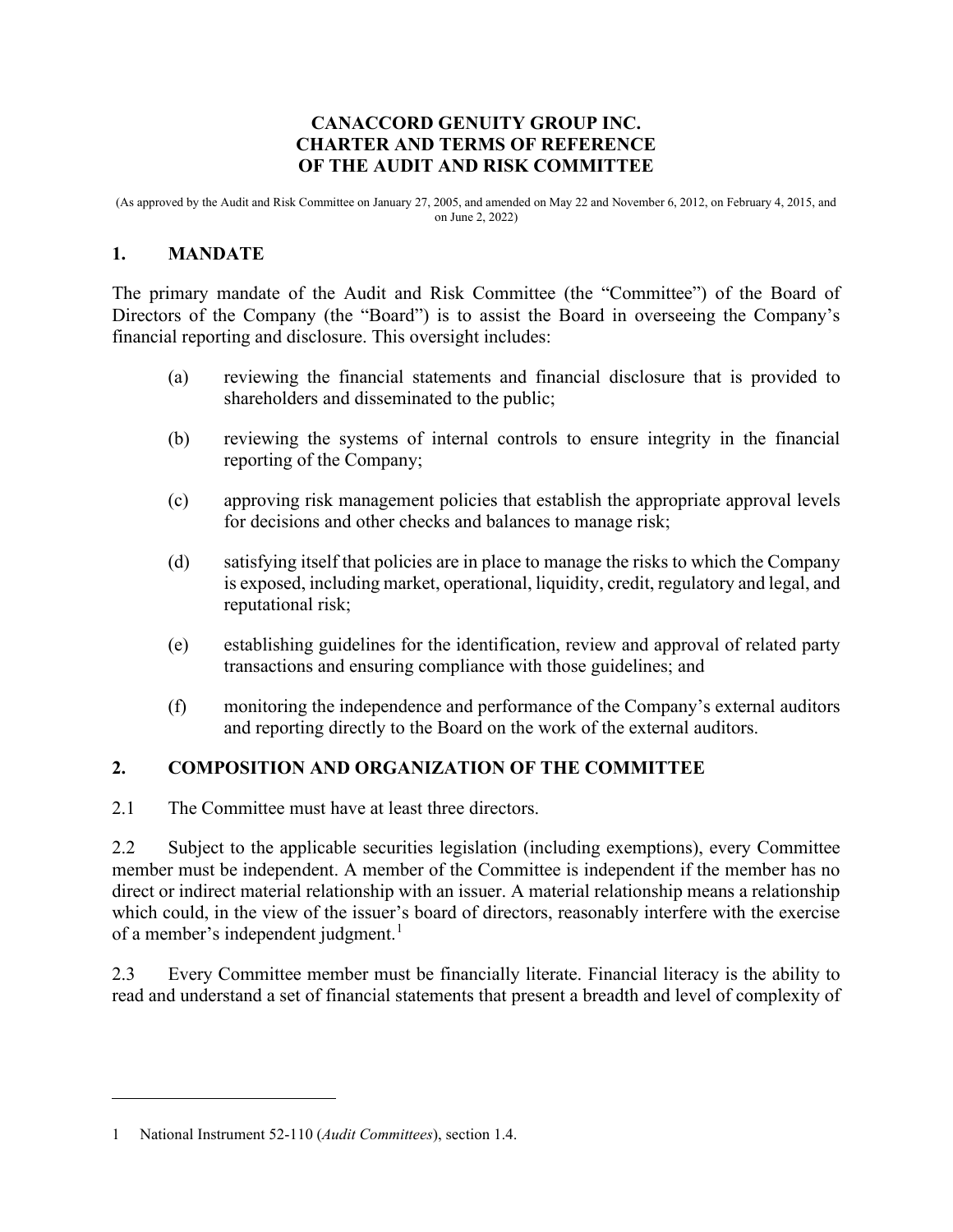# CANACCORD GENUITY GROUP INC.
# CHARTER AND TERMS OF REFERENCE
# OF THE AUDIT AND RISK COMMITTEE

(As approved by the Audit and Risk Committee on January 27, 2005, and amended on May 22 and November 6, 2012, on February 4, 2015, and on June 2, 2022)

## 1. MANDATE

The primary mandate of the Audit and Risk Committee (the "Committee") of the Board of Directors of the Company (the "Board") is to assist the Board in overseeing the Company's financial reporting and disclosure. This oversight includes:

(a) reviewing the financial statements and financial disclosure that is provided to shareholders and disseminated to the public;

(b) reviewing the systems of internal controls to ensure integrity in the financial reporting of the Company;

(c) approving risk management policies that establish the appropriate approval levels for decisions and other checks and balances to manage risk;

(d) satisfying itself that policies are in place to manage the risks to which the Company is exposed, including market, operational, liquidity, credit, regulatory and legal, and reputational risk;

(e) establishing guidelines for the identification, review and approval of related party transactions and ensuring compliance with those guidelines; and

(f) monitoring the independence and performance of the Company's external auditors and reporting directly to the Board on the work of the external auditors.

## 2. COMPOSITION AND ORGANIZATION OF THE COMMITTEE

2.1 The Committee must have at least three directors.

2.2 Subject to the applicable securities legislation (including exemptions), every Committee member must be independent. A member of the Committee is independent if the member has no direct or indirect material relationship with an issuer. A material relationship means a relationship which could, in the view of the issuer's board of directors, reasonably interfere with the exercise of a member's independent judgment.[1]

2.3 Every Committee member must be financially literate. Financial literacy is the ability to read and understand a set of financial statements that present a breadth and level of complexity of

---

1 National Instrument 52-110 (*Audit Committees*), section 1.4.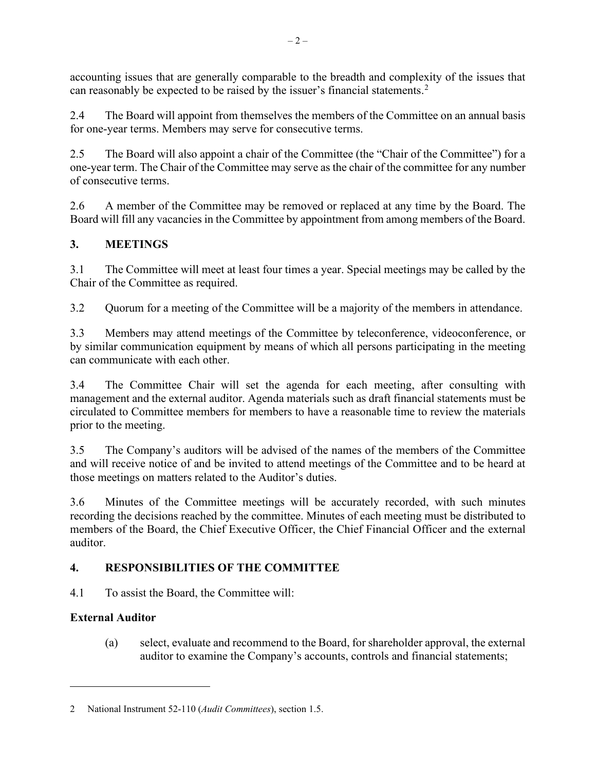accounting issues that are generally comparable to the breadth and complexity of the issues that can reasonably be expected to be raised by the issuer's financial statements.[2]

2.4 The Board will appoint from themselves the members of the Committee on an annual basis for one-year terms. Members may serve for consecutive terms.

2.5 The Board will also appoint a chair of the Committee (the "Chair of the Committee") for a one-year term. The Chair of the Committee may serve as the chair of the committee for any number of consecutive terms.

2.6 A member of the Committee may be removed or replaced at any time by the Board. The Board will fill any vacancies in the Committee by appointment from among members of the Board.

## 3. MEETINGS

3.1 The Committee will meet at least four times a year. Special meetings may be called by the Chair of the Committee as required.

3.2 Quorum for a meeting of the Committee will be a majority of the members in attendance.

3.3 Members may attend meetings of the Committee by teleconference, videoconference, or by similar communication equipment by means of which all persons participating in the meeting can communicate with each other.

3.4 The Committee Chair will set the agenda for each meeting, after consulting with management and the external auditor. Agenda materials such as draft financial statements must be circulated to Committee members for members to have a reasonable time to review the materials prior to the meeting.

3.5 The Company's auditors will be advised of the names of the members of the Committee and will receive notice of and be invited to attend meetings of the Committee and to be heard at those meetings on matters related to the Auditor's duties.

3.6 Minutes of the Committee meetings will be accurately recorded, with such minutes recording the decisions reached by the committee. Minutes of each meeting must be distributed to members of the Board, the Chief Executive Officer, the Chief Financial Officer and the external auditor.

## 4. RESPONSIBILITIES OF THE COMMITTEE

4.1 To assist the Board, the Committee will:

**External Auditor**

(a) select, evaluate and recommend to the Board, for shareholder approval, the external auditor to examine the Company's accounts, controls and financial statements;

---

2 National Instrument 52-110 (*Audit Committees*), section 1.5.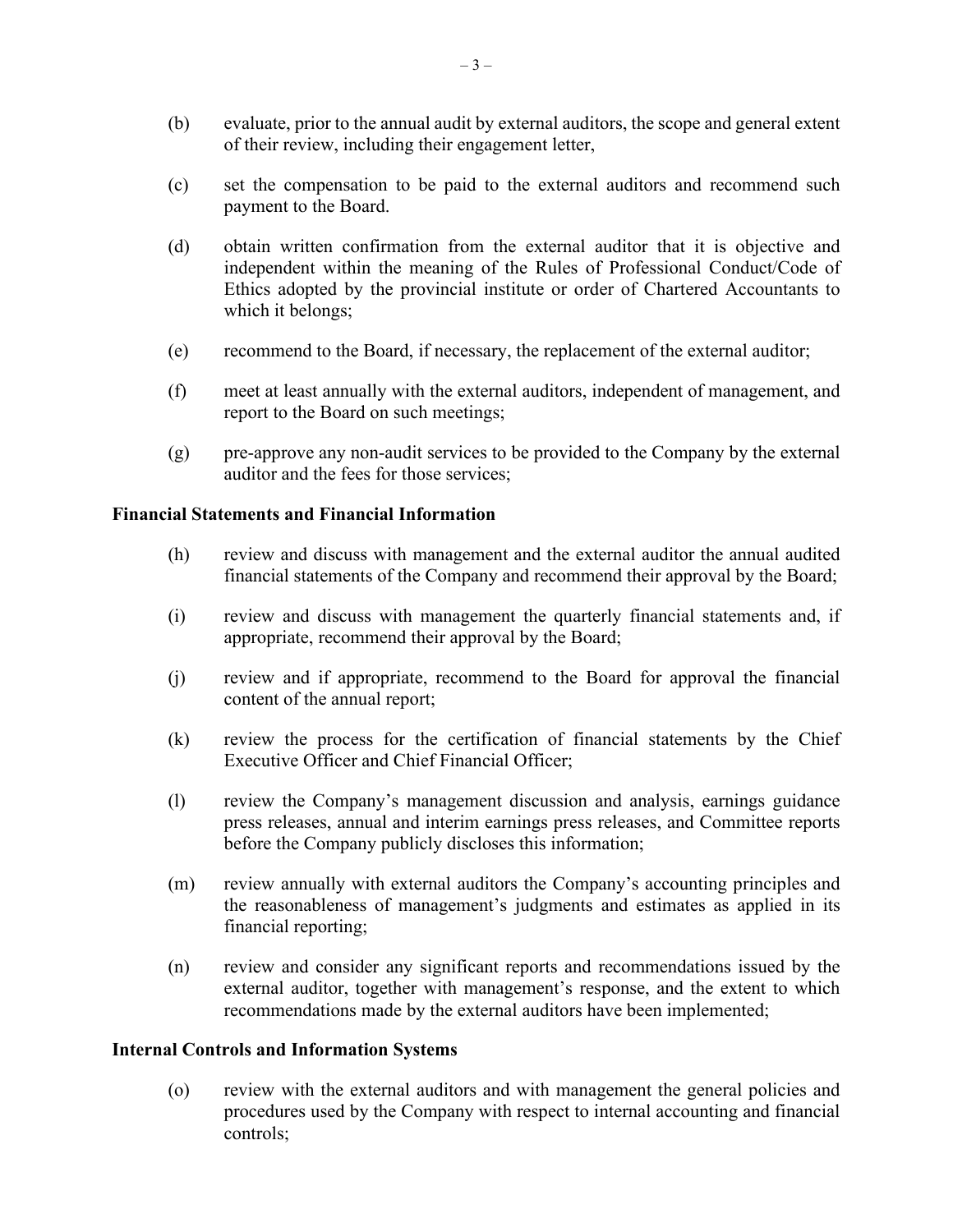(b) evaluate, prior to the annual audit by external auditors, the scope and general extent of their review, including their engagement letter,

(c) set the compensation to be paid to the external auditors and recommend such payment to the Board.

(d) obtain written confirmation from the external auditor that it is objective and independent within the meaning of the Rules of Professional Conduct/Code of Ethics adopted by the provincial institute or order of Chartered Accountants to which it belongs;

(e) recommend to the Board, if necessary, the replacement of the external auditor;

(f) meet at least annually with the external auditors, independent of management, and report to the Board on such meetings;

(g) pre-approve any non-audit services to be provided to the Company by the external auditor and the fees for those services;

**Financial Statements and Financial Information**

(h) review and discuss with management and the external auditor the annual audited financial statements of the Company and recommend their approval by the Board;

(i) review and discuss with management the quarterly financial statements and, if appropriate, recommend their approval by the Board;

(j) review and if appropriate, recommend to the Board for approval the financial content of the annual report;

(k) review the process for the certification of financial statements by the Chief Executive Officer and Chief Financial Officer;

(l) review the Company's management discussion and analysis, earnings guidance press releases, annual and interim earnings press releases, and Committee reports before the Company publicly discloses this information;

(m) review annually with external auditors the Company's accounting principles and the reasonableness of management's judgments and estimates as applied in its financial reporting;

(n) review and consider any significant reports and recommendations issued by the external auditor, together with management's response, and the extent to which recommendations made by the external auditors have been implemented;

**Internal Controls and Information Systems**

(o) review with the external auditors and with management the general policies and procedures used by the Company with respect to internal accounting and financial controls;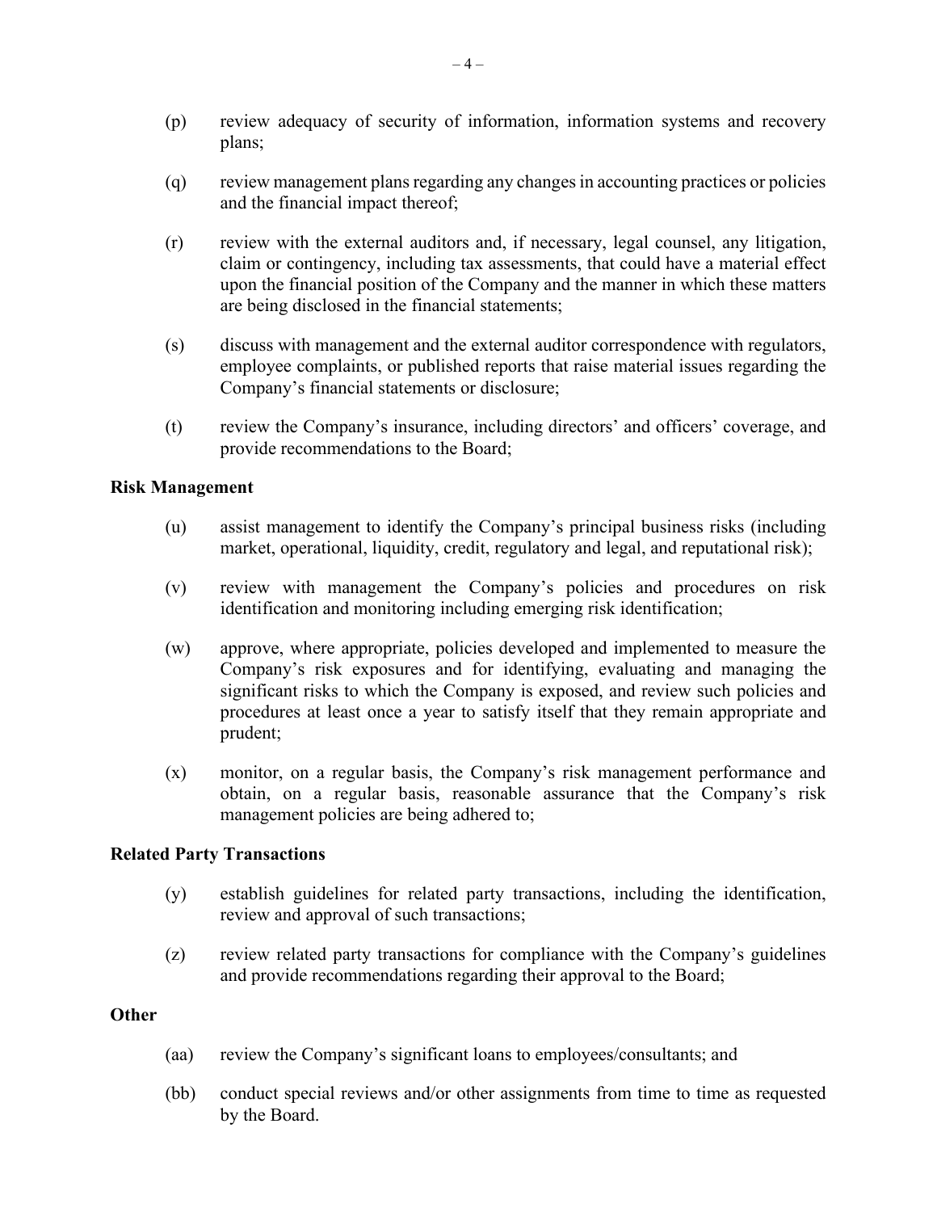(p) review adequacy of security of information, information systems and recovery plans;

(q) review management plans regarding any changes in accounting practices or policies and the financial impact thereof;

(r) review with the external auditors and, if necessary, legal counsel, any litigation, claim or contingency, including tax assessments, that could have a material effect upon the financial position of the Company and the manner in which these matters are being disclosed in the financial statements;

(s) discuss with management and the external auditor correspondence with regulators, employee complaints, or published reports that raise material issues regarding the Company's financial statements or disclosure;

(t) review the Company's insurance, including directors' and officers' coverage, and provide recommendations to the Board;

**Risk Management**

(u) assist management to identify the Company's principal business risks (including market, operational, liquidity, credit, regulatory and legal, and reputational risk);

(v) review with management the Company's policies and procedures on risk identification and monitoring including emerging risk identification;

(w) approve, where appropriate, policies developed and implemented to measure the Company's risk exposures and for identifying, evaluating and managing the significant risks to which the Company is exposed, and review such policies and procedures at least once a year to satisfy itself that they remain appropriate and prudent;

(x) monitor, on a regular basis, the Company's risk management performance and obtain, on a regular basis, reasonable assurance that the Company's risk management policies are being adhered to;

**Related Party Transactions**

(y) establish guidelines for related party transactions, including the identification, review and approval of such transactions;

(z) review related party transactions for compliance with the Company's guidelines and provide recommendations regarding their approval to the Board;

**Other**

(aa) review the Company's significant loans to employees/consultants; and

(bb) conduct special reviews and/or other assignments from time to time as requested by the Board.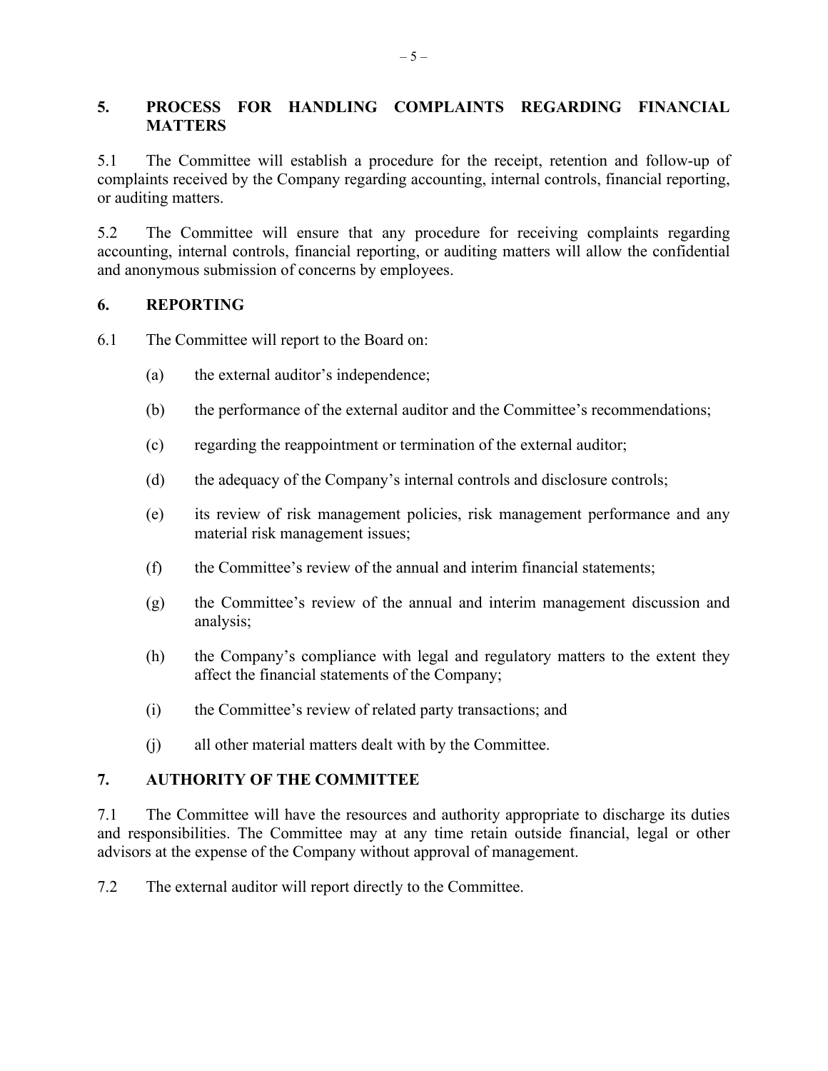## 5. PROCESS FOR HANDLING COMPLAINTS REGARDING FINANCIAL MATTERS

5.1 The Committee will establish a procedure for the receipt, retention and follow-up of complaints received by the Company regarding accounting, internal controls, financial reporting, or auditing matters.

5.2 The Committee will ensure that any procedure for receiving complaints regarding accounting, internal controls, financial reporting, or auditing matters will allow the confidential and anonymous submission of concerns by employees.

## 6. REPORTING

6.1 The Committee will report to the Board on:

(a) the external auditor's independence;

(b) the performance of the external auditor and the Committee's recommendations;

(c) regarding the reappointment or termination of the external auditor;

(d) the adequacy of the Company's internal controls and disclosure controls;

(e) its review of risk management policies, risk management performance and any material risk management issues;

(f) the Committee's review of the annual and interim financial statements;

(g) the Committee's review of the annual and interim management discussion and analysis;

(h) the Company's compliance with legal and regulatory matters to the extent they affect the financial statements of the Company;

(i) the Committee's review of related party transactions; and

(j) all other material matters dealt with by the Committee.

## 7. AUTHORITY OF THE COMMITTEE

7.1 The Committee will have the resources and authority appropriate to discharge its duties and responsibilities. The Committee may at any time retain outside financial, legal or other advisors at the expense of the Company without approval of management.

7.2 The external auditor will report directly to the Committee.